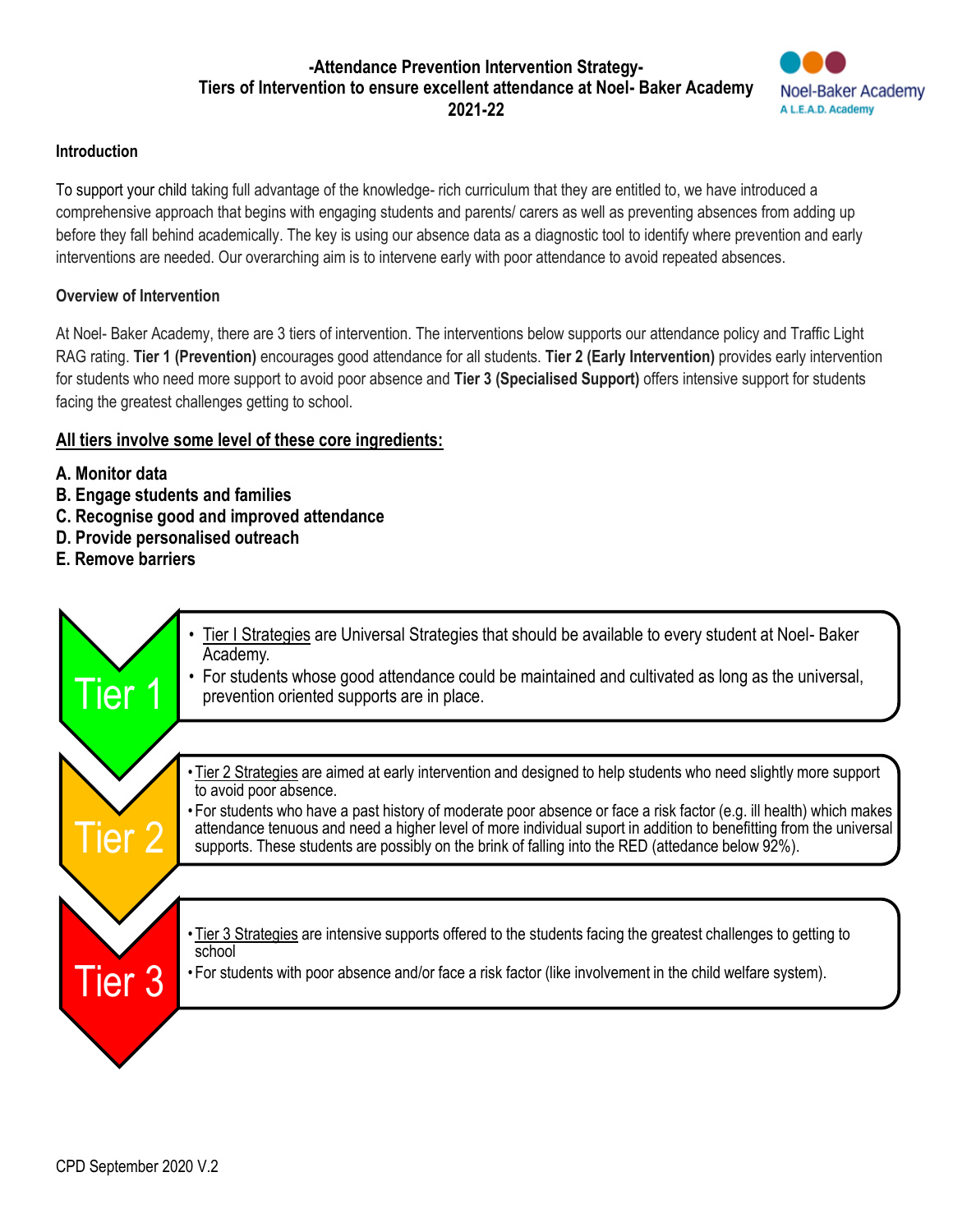# -Attendance Prevention Intervention Strategy-
# Tiers of Intervention to ensure excellent attendance at Noel- Baker Academy
# 2021-22

Noel-Baker Academy
A L.E.A.D. Academy

### Introduction

To support your child taking full advantage of the knowledge- rich curriculum that they are entitled to, we have introduced a comprehensive approach that begins with engaging students and parents/ carers as well as preventing absences from adding up before they fall behind academically. The key is using our absence data as a diagnostic tool to identify where prevention and early interventions are needed. Our overarching aim is to intervene early with poor attendance to avoid repeated absences.

### Overview of Intervention

At Noel- Baker Academy, there are 3 tiers of intervention. The interventions below supports our attendance policy and Traffic Light RAG rating. **Tier 1 (Prevention)** encourages good attendance for all students. **Tier 2 (Early Intervention)** provides early intervention for students who need more support to avoid poor absence and **Tier 3 (Specialised Support)** offers intensive support for students facing the greatest challenges getting to school.

**<u>All tiers involve some level of these core ingredients:</u>**

**A. Monitor data**
**B. Engage students and families**
**C. Recognise good and improved attendance**
**D. Provide personalised outreach**
**E. Remove barriers**

**Tier 1**

- <u>Tier I Strategies</u> are Universal Strategies that should be available to every student at Noel- Baker Academy.
- For students whose good attendance could be maintained and cultivated as long as the universal, prevention oriented supports are in place.

**Tier 2**

- <u>Tier 2 Strategies</u> are aimed at early intervention and designed to help students who need slightly more support to avoid poor absence.
- For students who have a past history of moderate poor absence or face a risk factor (e.g. ill health) which makes attendance tenuous and need a higher level of more individual suport in addition to benefitting from the universal supports. These students are possibly on the brink of falling into the RED (attedance below 92%).

**Tier 3**

- <u>Tier 3 Strategies</u> are intensive supports offered to the students facing the greatest challenges to getting to school
- For students with poor absence and/or face a risk factor (like involvement in the child welfare system).

CPD September 2020 V.2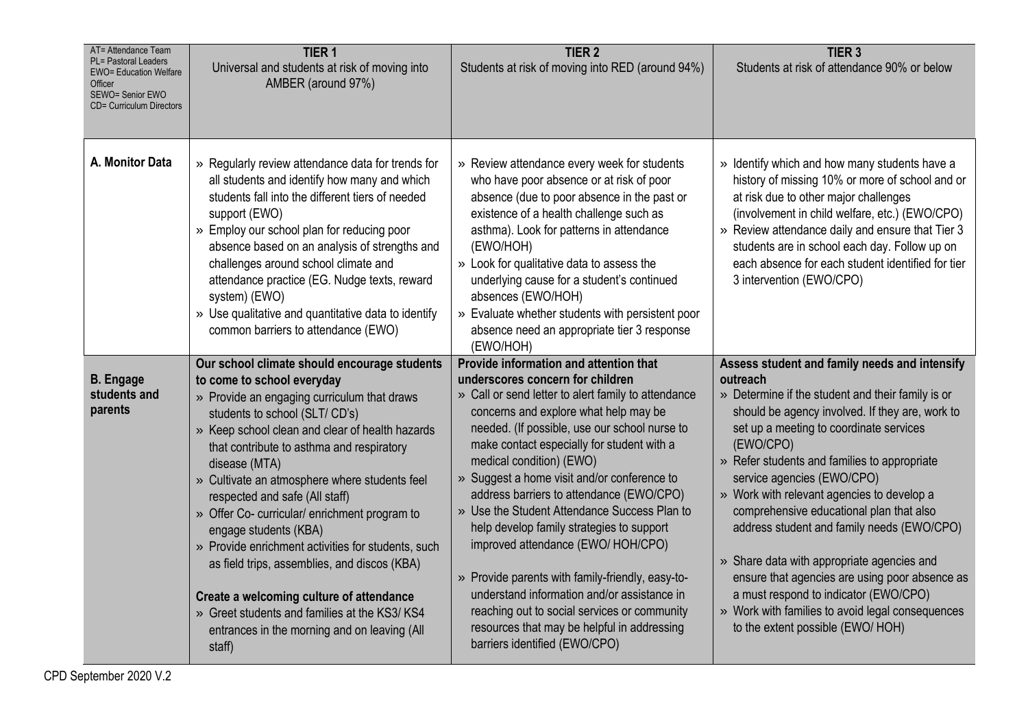| AT= Attendance Team<br>PL= Pastoral Leaders<br>EWO= Education Welfare Officer<br>SEWO= Senior EWO<br>CD= Curriculum Directors | **TIER 1**<br>Universal and students at risk of moving into AMBER (around 97%) | **TIER 2**<br>Students at risk of moving into RED (around 94%) | **TIER 3**<br>Students at risk of attendance 90% or below |
|---|---|---|---|
| **A. Monitor Data** | » Regularly review attendance data for trends for all students and identify how many and which students fall into the different tiers of needed support (EWO)<br>» Employ our school plan for reducing poor absence based on an analysis of strengths and challenges around school climate and attendance practice (EG. Nudge texts, reward system) (EWO)<br>» Use qualitative and quantitative data to identify common barriers to attendance (EWO) | » Review attendance every week for students who have poor absence or at risk of poor absence (due to poor absence in the past or existence of a health challenge such as asthma). Look for patterns in attendance (EWO/HOH)<br>» Look for qualitative data to assess the underlying cause for a student's continued absences (EWO/HOH)<br>» Evaluate whether students with persistent poor absence need an appropriate tier 3 response (EWO/HOH) | » Identify which and how many students have a history of missing 10% or more of school and or at risk due to other major challenges (involvement in child welfare, etc.) (EWO/CPO)<br>» Review attendance daily and ensure that Tier 3 students are in school each day. Follow up on each absence for each student identified for tier 3 intervention (EWO/CPO) |
| **B. Engage students and parents** | **Our school climate should encourage students to come to school everyday**<br>» Provide an engaging curriculum that draws students to school (SLT/ CD's)<br>» Keep school clean and clear of health hazards that contribute to asthma and respiratory disease (MTA)<br>» Cultivate an atmosphere where students feel respected and safe (All staff)<br>» Offer Co- curricular/ enrichment program to engage students (KBA)<br>» Provide enrichment activities for students, such as field trips, assemblies, and discos (KBA)<br><br>**Create a welcoming culture of attendance**<br>» Greet students and families at the KS3/ KS4 entrances in the morning and on leaving (All staff) | **Provide information and attention that underscores concern for children**<br>» Call or send letter to alert family to attendance concerns and explore what help may be needed. (If possible, use our school nurse to make contact especially for student with a medical condition) (EWO)<br>» Suggest a home visit and/or conference to address barriers to attendance (EWO/CPO)<br>» Use the Student Attendance Success Plan to help develop family strategies to support improved attendance (EWO/ HOH/CPO)<br><br>» Provide parents with family-friendly, easy-to-understand information and/or assistance in reaching out to social services or community resources that may be helpful in addressing barriers identified (EWO/CPO) | **Assess student and family needs and intensify outreach**<br>» Determine if the student and their family is or should be agency involved. If they are, work to set up a meeting to coordinate services (EWO/CPO)<br>» Refer students and families to appropriate service agencies (EWO/CPO)<br>» Work with relevant agencies to develop a comprehensive educational plan that also address student and family needs (EWO/CPO)<br><br>» Share data with appropriate agencies and ensure that agencies are using poor absence as a must respond to indicator (EWO/CPO)<br>» Work with families to avoid legal consequences to the extent possible (EWO/ HOH) |

CPD September 2020 V.2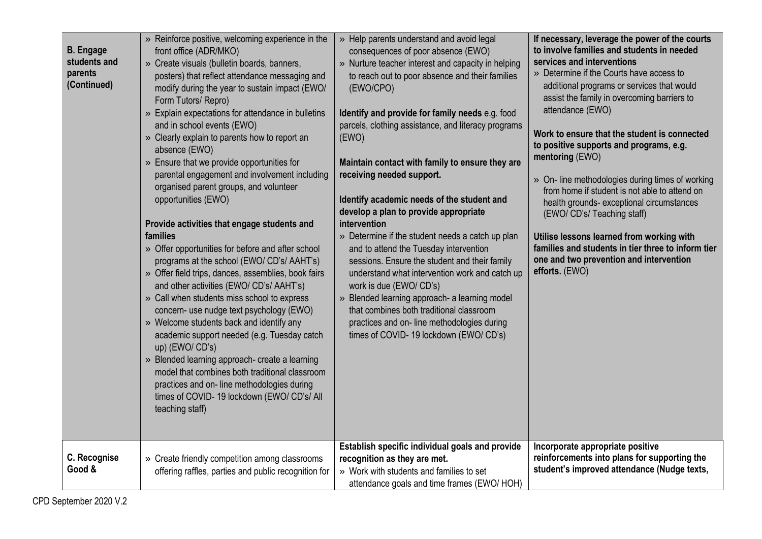| | | | |
|---|---|---|---|
| **B. Engage students and parents (Continued)** | » Reinforce positive, welcoming experience in the front office (ADR/MKO)<br>» Create visuals (bulletin boards, banners, posters) that reflect attendance messaging and modify during the year to sustain impact (EWO/ Form Tutors/ Repro)<br>» Explain expectations for attendance in bulletins and in school events (EWO)<br>» Clearly explain to parents how to report an absence (EWO)<br>» Ensure that we provide opportunities for parental engagement and involvement including organised parent groups, and volunteer opportunities (EWO)<br><br>**Provide activities that engage students and families**<br>» Offer opportunities for before and after school programs at the school (EWO/ CD's/ AAHT's)<br>» Offer field trips, dances, assemblies, book fairs and other activities (EWO/ CD's/ AAHT's)<br>» Call when students miss school to express concern- use nudge text psychology (EWO)<br>» Welcome students back and identify any academic support needed (e.g. Tuesday catch up) (EWO/ CD's)<br>» Blended learning approach- create a learning model that combines both traditional classroom practices and on- line methodologies during times of COVID- 19 lockdown (EWO/ CD's/ All teaching staff) | » Help parents understand and avoid legal consequences of poor absence (EWO)<br>» Nurture teacher interest and capacity in helping to reach out to poor absence and their families (EWO/CPO)<br><br>**Identify and provide for family needs** e.g. food parcels, clothing assistance, and literacy programs (EWO)<br><br>**Maintain contact with family to ensure they are receiving needed support.**<br><br>**Identify academic needs of the student and develop a plan to provide appropriate intervention**<br>» Determine if the student needs a catch up plan and to attend the Tuesday intervention sessions. Ensure the student and their family understand what intervention work and catch up work is due (EWO/ CD's)<br>» Blended learning approach- a learning model that combines both traditional classroom practices and on- line methodologies during times of COVID- 19 lockdown (EWO/ CD's) | **If necessary, leverage the power of the courts to involve families and students in needed services and interventions**<br>» Determine if the Courts have access to additional programs or services that would assist the family in overcoming barriers to attendance (EWO)<br><br>**Work to ensure that the student is connected to positive supports and programs, e.g. mentoring** (EWO)<br><br>» On- line methodologies during times of working from home if student is not able to attend on health grounds- exceptional circumstances (EWO/ CD's/ Teaching staff)<br><br>**Utilise lessons learned from working with families and students in tier three to inform tier one and two prevention and intervention efforts.** (EWO) |
| **C. Recognise Good &** | » Create friendly competition among classrooms offering raffles, parties and public recognition for | **Establish specific individual goals and provide recognition as they are met.**<br>» Work with students and families to set attendance goals and time frames (EWO/ HOH) | **Incorporate appropriate positive reinforcements into plans for supporting the student's improved attendance (Nudge texts,** |

CPD September 2020 V.2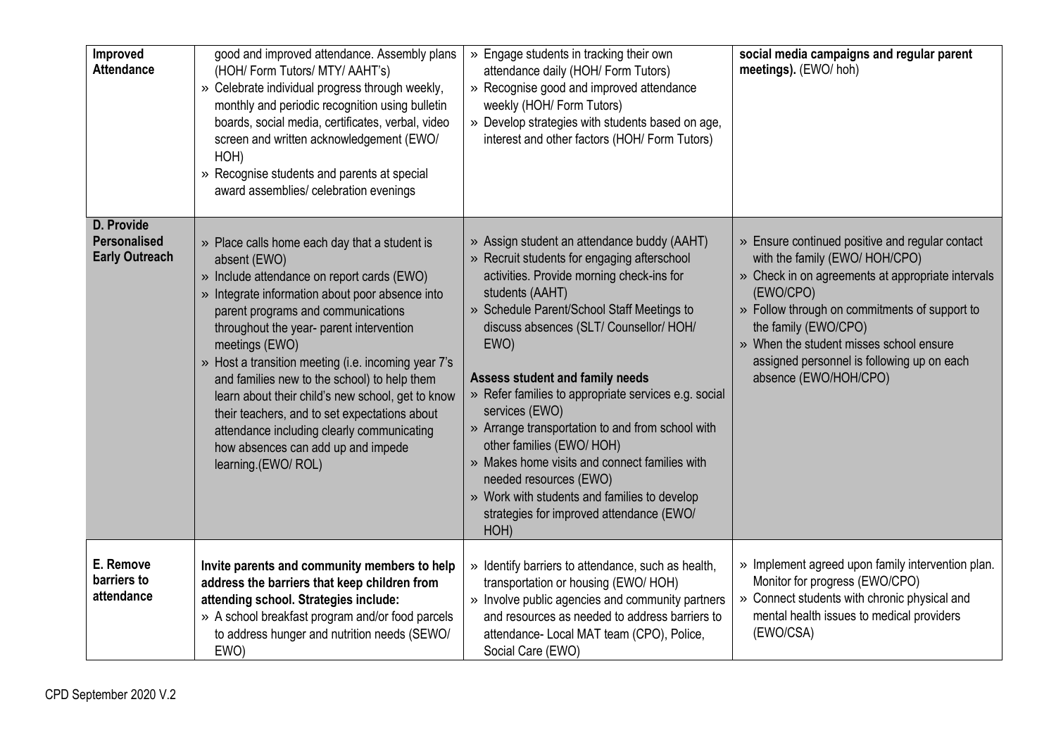| | | | |
|---|---|---|---|
| **Improved Attendance** | good and improved attendance. Assembly plans (HOH/ Form Tutors/ MTY/ AAHT's)<br>» Celebrate individual progress through weekly, monthly and periodic recognition using bulletin boards, social media, certificates, verbal, video screen and written acknowledgement (EWO/ HOH)<br>» Recognise students and parents at special award assemblies/ celebration evenings | » Engage students in tracking their own attendance daily (HOH/ Form Tutors)<br>» Recognise good and improved attendance weekly (HOH/ Form Tutors)<br>» Develop strategies with students based on age, interest and other factors (HOH/ Form Tutors) | **social media campaigns and regular parent meetings).** (EWO/ hoh) |
| **D. Provide Personalised Early Outreach** | » Place calls home each day that a student is absent (EWO)<br>» Include attendance on report cards (EWO)<br>» Integrate information about poor absence into parent programs and communications throughout the year- parent intervention meetings (EWO)<br>» Host a transition meeting (i.e. incoming year 7's and families new to the school) to help them learn about their child's new school, get to know their teachers, and to set expectations about attendance including clearly communicating how absences can add up and impede learning.(EWO/ ROL) | » Assign student an attendance buddy (AAHT)<br>» Recruit students for engaging afterschool activities. Provide morning check-ins for students (AAHT)<br>» Schedule Parent/School Staff Meetings to discuss absences (SLT/ Counsellor/ HOH/ EWO)<br><br>**Assess student and family needs**<br>» Refer families to appropriate services e.g. social services (EWO)<br>» Arrange transportation to and from school with other families (EWO/ HOH)<br>» Makes home visits and connect families with needed resources (EWO)<br>» Work with students and families to develop strategies for improved attendance (EWO/ HOH) | » Ensure continued positive and regular contact with the family (EWO/ HOH/CPO)<br>» Check in on agreements at appropriate intervals (EWO/CPO)<br>» Follow through on commitments of support to the family (EWO/CPO)<br>» When the student misses school ensure assigned personnel is following up on each absence (EWO/HOH/CPO) |
| **E. Remove barriers to attendance** | **Invite parents and community members to help address the barriers that keep children from attending school. Strategies include:**<br>» A school breakfast program and/or food parcels to address hunger and nutrition needs (SEWO/ EWO) | » Identify barriers to attendance, such as health, transportation or housing (EWO/ HOH)<br>» Involve public agencies and community partners and resources as needed to address barriers to attendance- Local MAT team (CPO), Police, Social Care (EWO) | » Implement agreed upon family intervention plan. Monitor for progress (EWO/CPO)<br>» Connect students with chronic physical and mental health issues to medical providers (EWO/CSA) |

CPD September 2020 V.2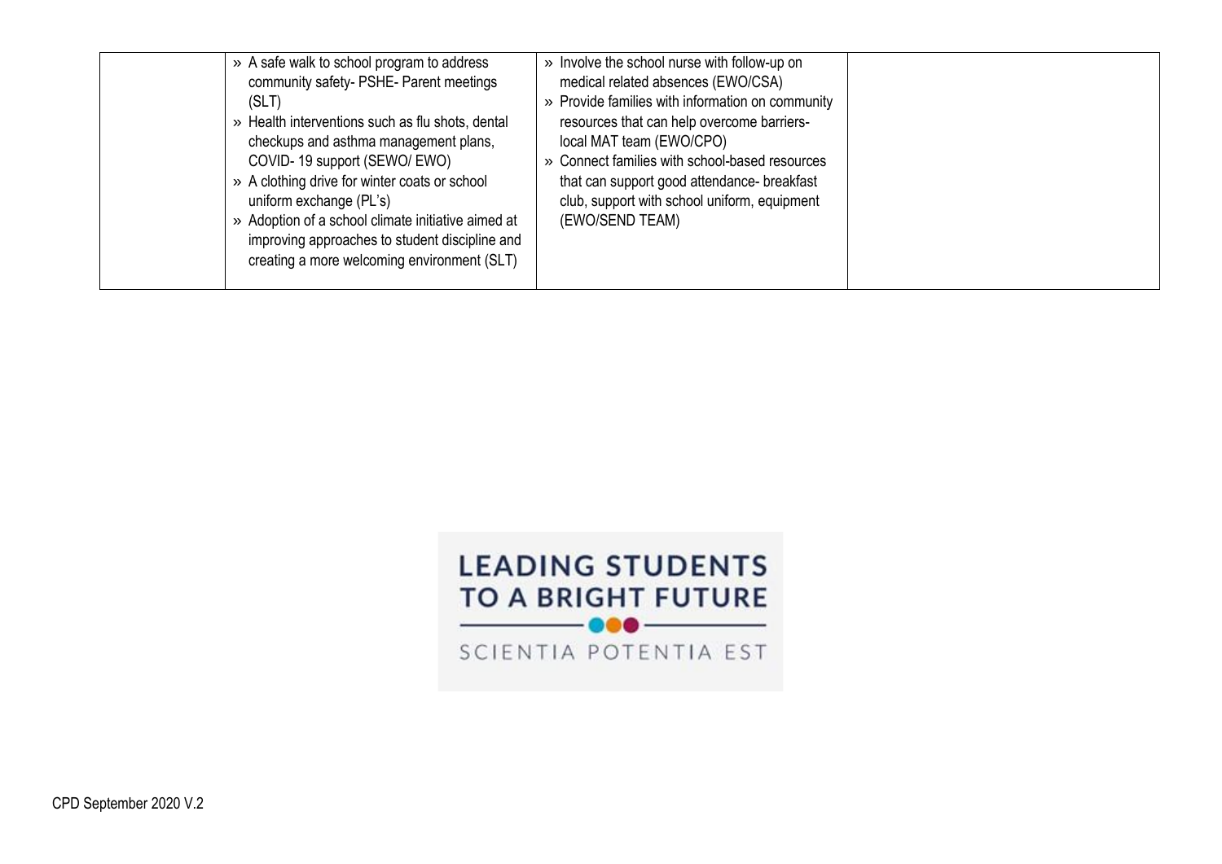| | | | |
|---|---|---|---|
| | » A safe walk to school program to address community safety- PSHE- Parent meetings (SLT)<br>» Health interventions such as flu shots, dental checkups and asthma management plans, COVID- 19 support (SEWO/ EWO)<br>» A clothing drive for winter coats or school uniform exchange (PL's)<br>» Adoption of a school climate initiative aimed at improving approaches to student discipline and creating a more welcoming environment (SLT) | » Involve the school nurse with follow-up on medical related absences (EWO/CSA)<br>» Provide families with information on community resources that can help overcome barriers- local MAT team (EWO/CPO)<br>» Connect families with school-based resources that can support good attendance- breakfast club, support with school uniform, equipment (EWO/SEND TEAM) | |

LEADING STUDENTS TO A BRIGHT FUTURE

SCIENTIA POTENTIA EST

CPD September 2020 V.2